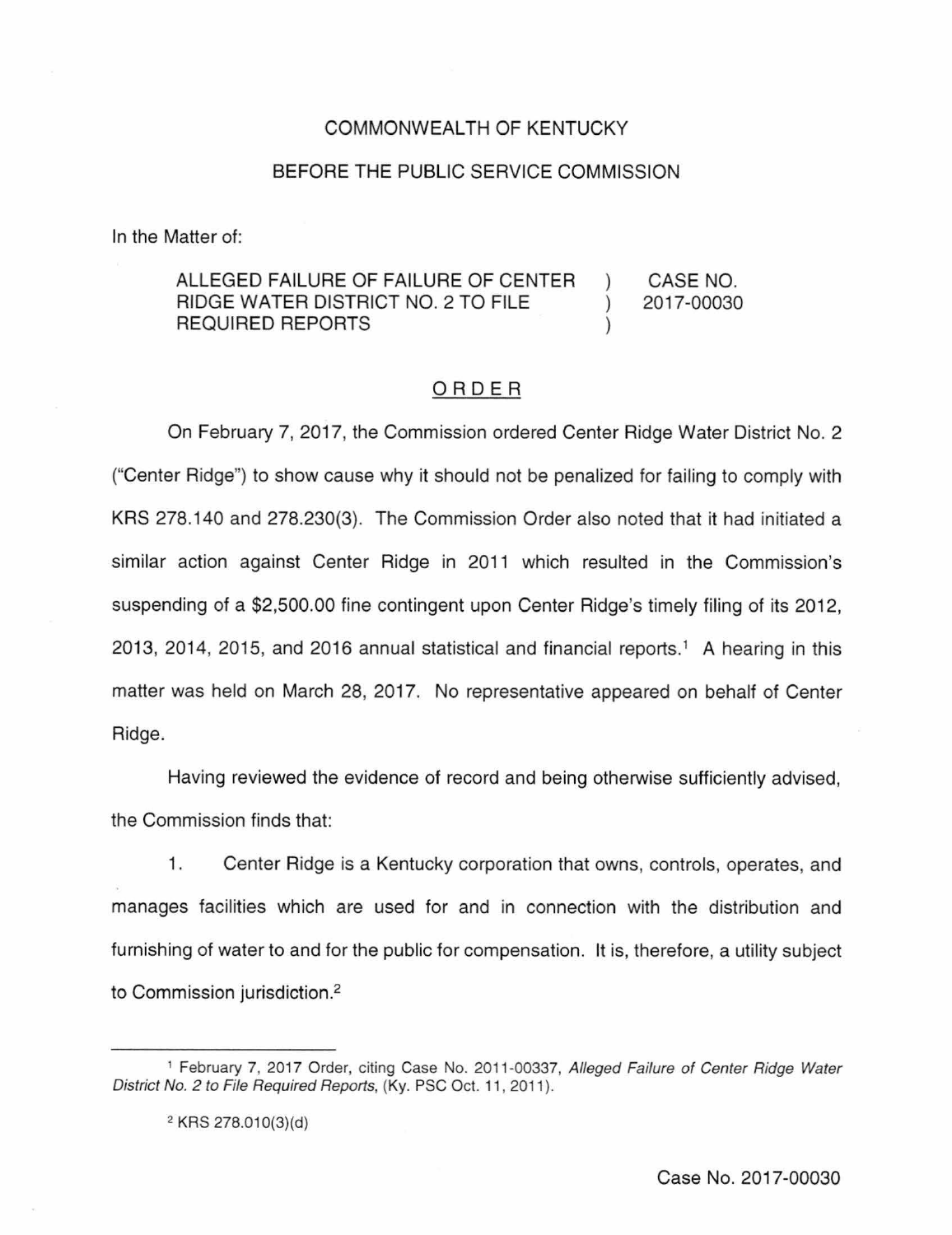COMMONWEALTH OF KENTUCKY

BEFORE THE PUBLIC SERVICE COMMISSION

In the Matter of:

| | | |
|---|---|---|
| ALLEGED FAILURE OF FAILURE OF CENTER RIDGE WATER DISTRICT NO. 2 TO FILE REQUIRED REPORTS | ) ) ) | CASE NO. 2017-00030 |

## ORDER

On February 7, 2017, the Commission ordered Center Ridge Water District No. 2 ("Center Ridge") to show cause why it should not be penalized for failing to comply with KRS 278.140 and 278.230(3). The Commission Order also noted that it had initiated a similar action against Center Ridge in 2011 which resulted in the Commission's suspending of a $2,500.00 fine contingent upon Center Ridge's timely filing of its 2012, 2013, 2014, 2015, and 2016 annual statistical and financial reports.[1] A hearing in this matter was held on March 28, 2017. No representative appeared on behalf of Center Ridge.

Having reviewed the evidence of record and being otherwise sufficiently advised, the Commission finds that:

1. Center Ridge is a Kentucky corporation that owns, controls, operates, and manages facilities which are used for and in connection with the distribution and furnishing of water to and for the public for compensation. It is, therefore, a utility subject to Commission jurisdiction.[2]

---

[1] February 7, 2017 Order, citing Case No. 2011-00337, *Alleged Failure of Center Ridge Water District No. 2 to File Required Reports*, (Ky. PSC Oct. 11, 2011).

[2] KRS 278.010(3)(d)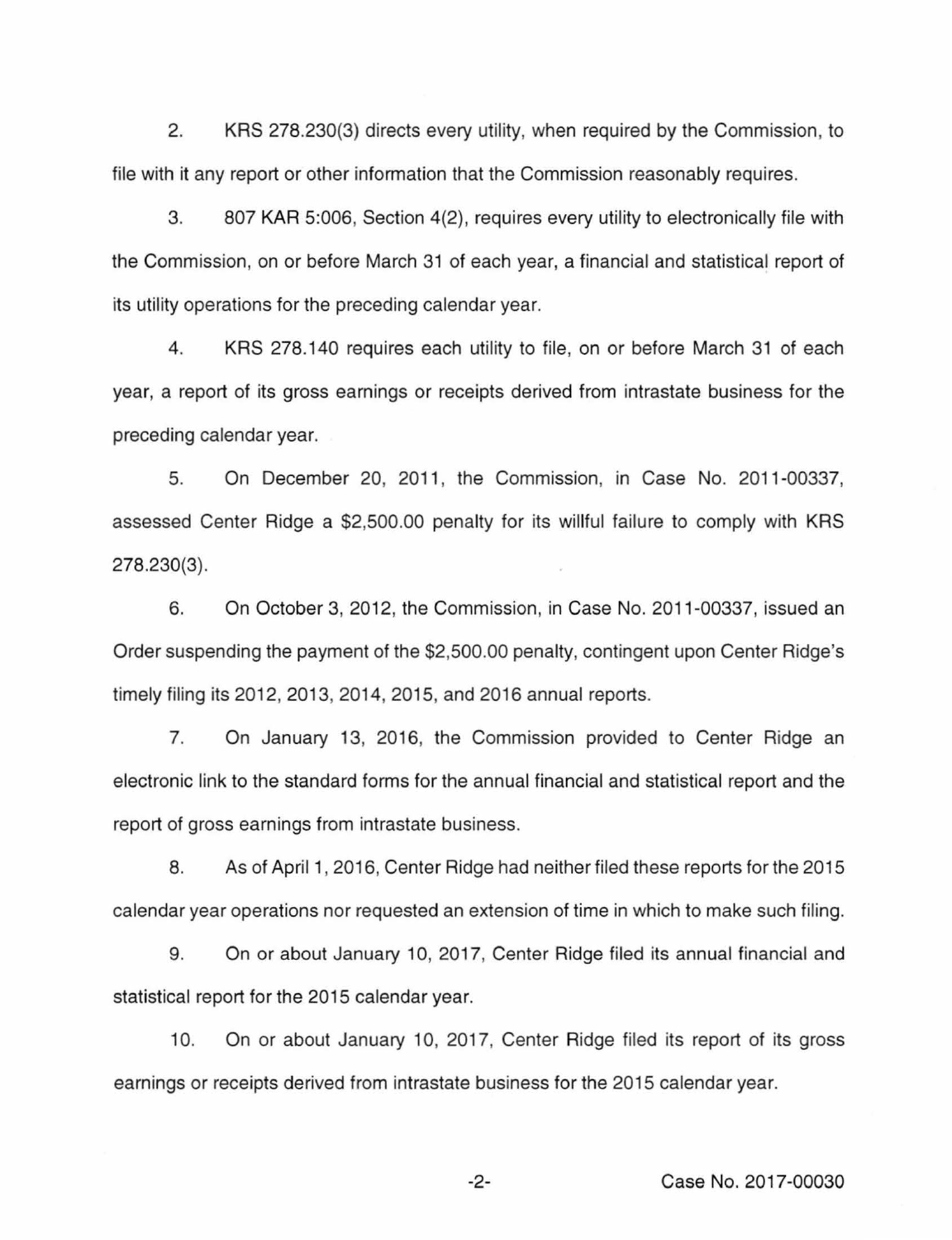2. KRS 278.230(3) directs every utility, when required by the Commission, to file with it any report or other information that the Commission reasonably requires.

3. 807 KAR 5:006, Section 4(2), requires every utility to electronically file with the Commission, on or before March 31 of each year, a financial and statistical report of its utility operations for the preceding calendar year.

4. KRS 278.140 requires each utility to file, on or before March 31 of each year, a report of its gross earnings or receipts derived from intrastate business for the preceding calendar year.

5. On December 20, 2011, the Commission, in Case No. 2011-00337, assessed Center Ridge a $2,500.00 penalty for its willful failure to comply with KRS 278.230(3).

6. On October 3, 2012, the Commission, in Case No. 2011-00337, issued an Order suspending the payment of the $2,500.00 penalty, contingent upon Center Ridge's timely filing its 2012, 2013, 2014, 2015, and 2016 annual reports.

7. On January 13, 2016, the Commission provided to Center Ridge an electronic link to the standard forms for the annual financial and statistical report and the report of gross earnings from intrastate business.

8. As of April 1, 2016, Center Ridge had neither filed these reports for the 2015 calendar year operations nor requested an extension of time in which to make such filing.

9. On or about January 10, 2017, Center Ridge filed its annual financial and statistical report for the 2015 calendar year.

10. On or about January 10, 2017, Center Ridge filed its report of its gross earnings or receipts derived from intrastate business for the 2015 calendar year.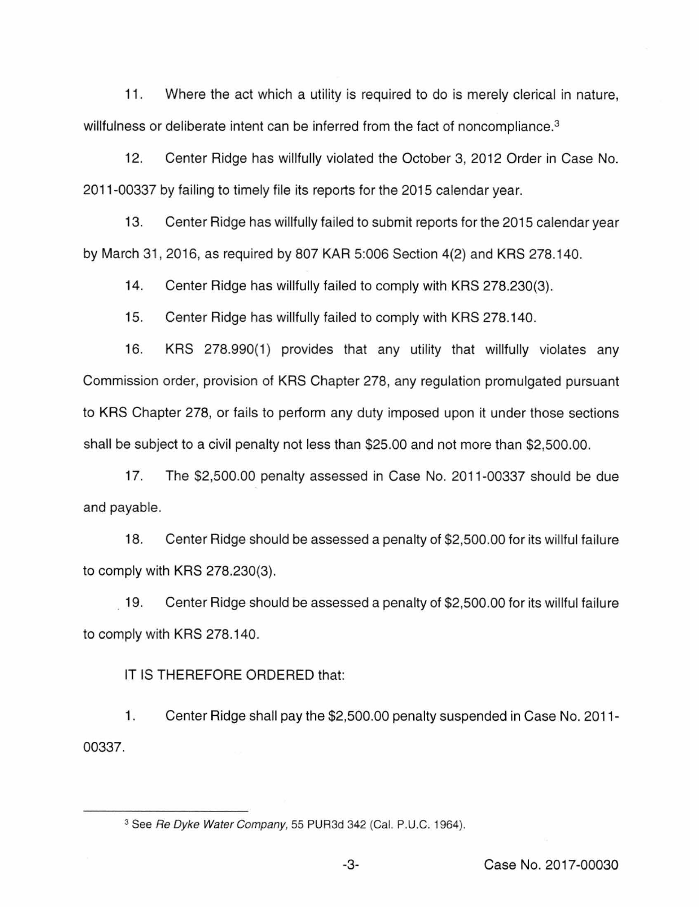11. Where the act which a utility is required to do is merely clerical in nature, willfulness or deliberate intent can be inferred from the fact of noncompliance.[3]

12. Center Ridge has willfully violated the October 3, 2012 Order in Case No. 2011-00337 by failing to timely file its reports for the 2015 calendar year.

13. Center Ridge has willfully failed to submit reports for the 2015 calendar year by March 31, 2016, as required by 807 KAR 5:006 Section 4(2) and KRS 278.140.

14. Center Ridge has willfully failed to comply with KRS 278.230(3).

15. Center Ridge has willfully failed to comply with KRS 278.140.

16. KRS 278.990(1) provides that any utility that willfully violates any Commission order, provision of KRS Chapter 278, any regulation promulgated pursuant to KRS Chapter 278, or fails to perform any duty imposed upon it under those sections shall be subject to a civil penalty not less than $25.00 and not more than $2,500.00.

17. The $2,500.00 penalty assessed in Case No. 2011-00337 should be due and payable.

18. Center Ridge should be assessed a penalty of $2,500.00 for its willful failure to comply with KRS 278.230(3).

19. Center Ridge should be assessed a penalty of $2,500.00 for its willful failure to comply with KRS 278.140.

IT IS THEREFORE ORDERED that:

1. Center Ridge shall pay the $2,500.00 penalty suspended in Case No. 2011-00337.

---

[3] See *Re Dyke Water Company*, 55 PUR3d 342 (Cal. P.U.C. 1964).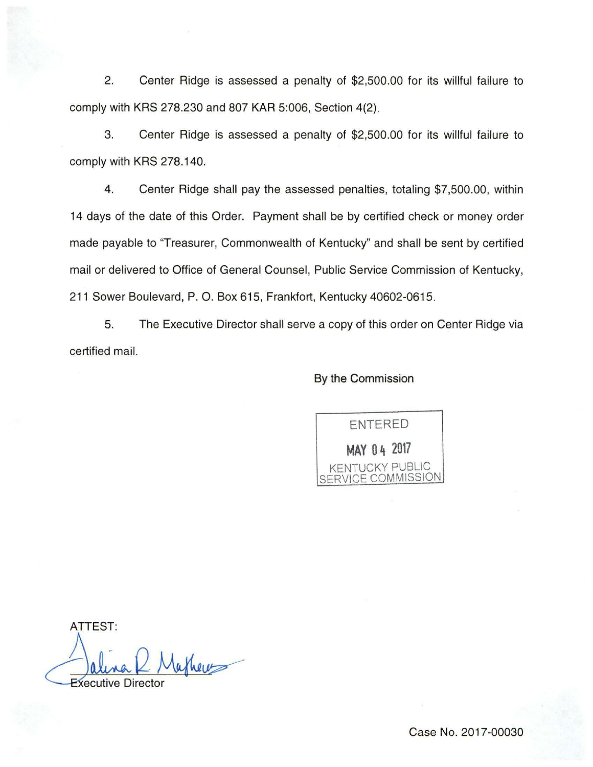2. Center Ridge is assessed a penalty of $2,500.00 for its willful failure to comply with KRS 278.230 and 807 KAR 5:006, Section 4(2).

3. Center Ridge is assessed a penalty of $2,500.00 for its willful failure to comply with KRS 278.140.

4. Center Ridge shall pay the assessed penalties, totaling $7,500.00, within 14 days of the date of this Order. Payment shall be by certified check or money order made payable to "Treasurer, Commonwealth of Kentucky" and shall be sent by certified mail or delivered to Office of General Counsel, Public Service Commission of Kentucky, 211 Sower Boulevard, P. O. Box 615, Frankfort, Kentucky 40602-0615.

5. The Executive Director shall serve a copy of this order on Center Ridge via certified mail.

By the Commission

ENTERED

MAY 04 2017

KENTUCKY PUBLIC SERVICE COMMISSION

ATTEST:

Talina R. Mathews

Executive Director

Case No. 2017-00030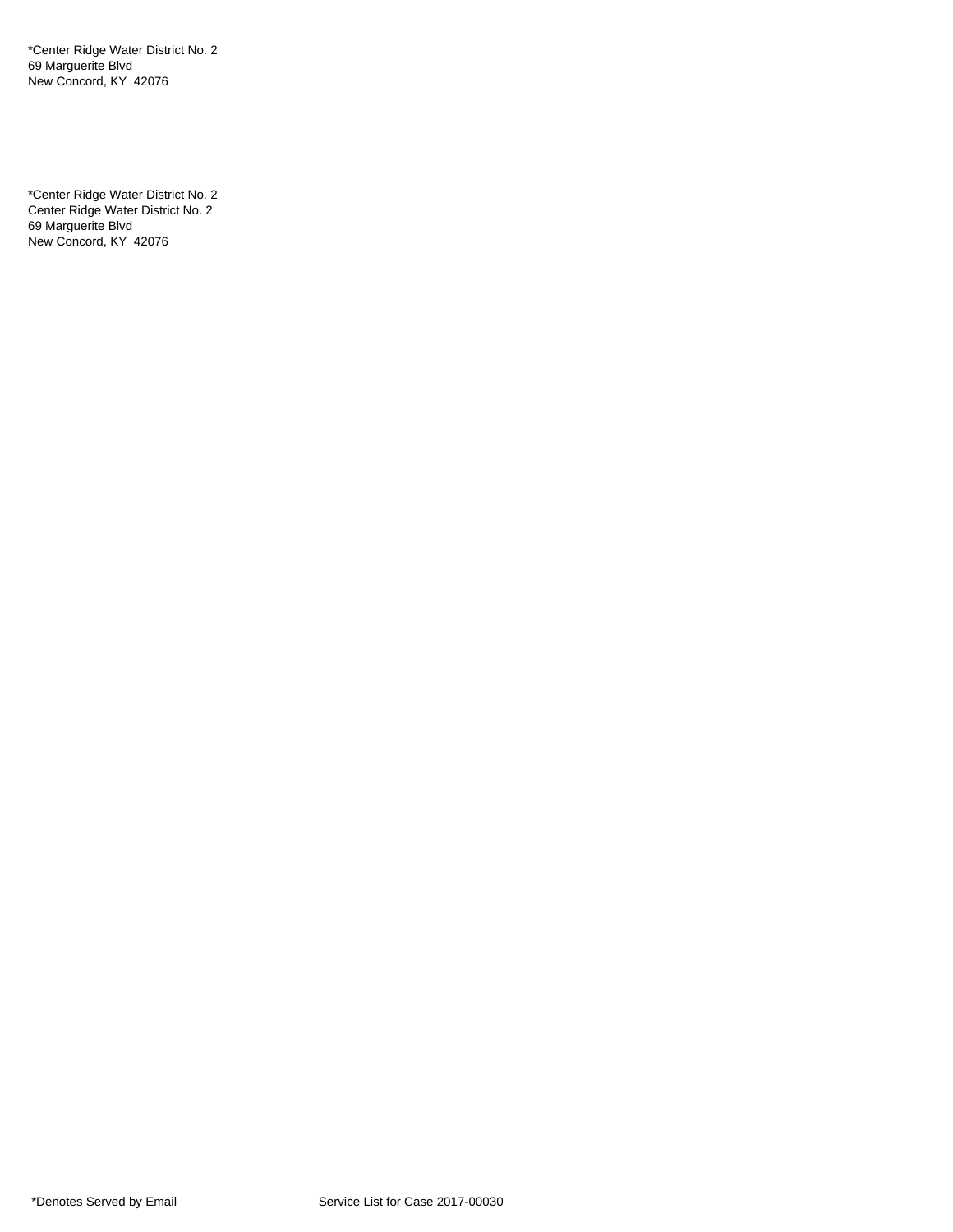*Center Ridge Water District No. 2
69 Marguerite Blvd
New Concord, KY  42076

*Center Ridge Water District No. 2
Center Ridge Water District No. 2
69 Marguerite Blvd
New Concord, KY  42076

*Denotes Served by Email

Service List for Case 2017-00030